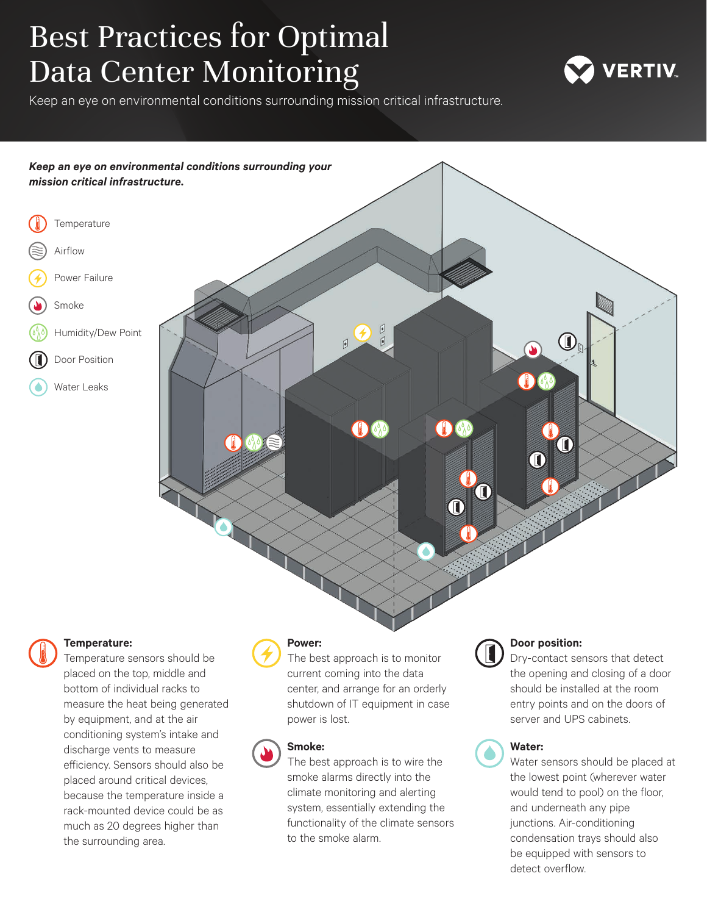# Best Practices for Optimal Data Center Monitoring

Keep an eye on environmental conditions surrounding mission critical infrastructure.

***Keep an eye on environmental conditions surrounding your mission critical infrastructure.***

- Temperature
- Airflow
- Power Failure
- Smoke
- Humidity/Dew Point
- Door Position
- Water Leaks

**Temperature:**
Temperature sensors should be placed on the top, middle and bottom of individual racks to measure the heat being generated by equipment, and at the air conditioning system's intake and discharge vents to measure efficiency. Sensors should also be placed around critical devices, because the temperature inside a rack-mounted device could be as much as 20 degrees higher than the surrounding area.

**Power:**
The best approach is to monitor current coming into the data center, and arrange for an orderly shutdown of IT equipment in case power is lost.

**Smoke:**
The best approach is to wire the smoke alarms directly into the climate monitoring and alerting system, essentially extending the functionality of the climate sensors to the smoke alarm.

**Door position:**
Dry-contact sensors that detect the opening and closing of a door should be installed at the room entry points and on the doors of server and UPS cabinets.

**Water:**
Water sensors should be placed at the lowest point (wherever water would tend to pool) on the floor, and underneath any pipe junctions. Air-conditioning condensation trays should also be equipped with sensors to detect overflow.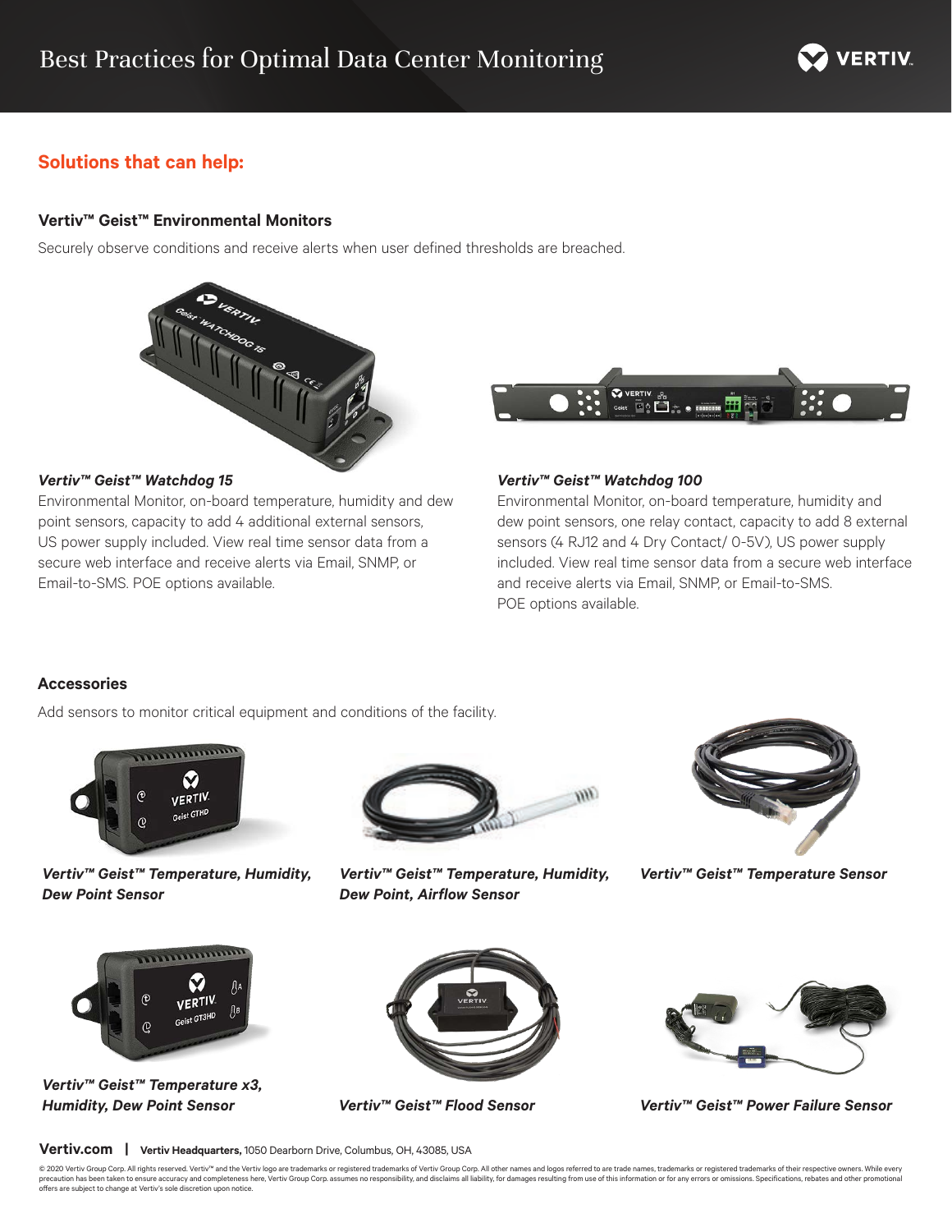## Solutions that can help:

### Vertiv™ Geist™ Environmental Monitors

Securely observe conditions and receive alerts when user defined thresholds are breached.

***Vertiv™ Geist™ Watchdog 15***

Environmental Monitor, on-board temperature, humidity and dew point sensors, capacity to add 4 additional external sensors, US power supply included. View real time sensor data from a secure web interface and receive alerts via Email, SNMP, or Email-to-SMS. POE options available.

***Vertiv™ Geist™ Watchdog 100***

Environmental Monitor, on-board temperature, humidity and dew point sensors, one relay contact, capacity to add 8 external sensors (4 RJ12 and 4 Dry Contact/ 0-5V), US power supply included. View real time sensor data from a secure web interface and receive alerts via Email, SNMP, or Email-to-SMS. POE options available.

### Accessories

Add sensors to monitor critical equipment and conditions of the facility.

***Vertiv™ Geist™ Temperature, Humidity, Dew Point Sensor***

***Vertiv™ Geist™ Temperature, Humidity, Dew Point, Airflow Sensor***

***Vertiv™ Geist™ Temperature Sensor***

***Vertiv™ Geist™ Temperature x3, Humidity, Dew Point Sensor***

***Vertiv™ Geist™ Flood Sensor***

***Vertiv™ Geist™ Power Failure Sensor***

**Vertiv.com** | **Vertiv Headquarters,** 1050 Dearborn Drive, Columbus, OH, 43085, USA

© 2020 Vertiv Group Corp. All rights reserved. Vertiv™ and the Vertiv logo are trademarks or registered trademarks of Vertiv Group Corp. All other names and logos referred to are trade names, trademarks or registered trademarks of their respective owners. While every precaution has been taken to ensure accuracy and completeness here, Vertiv Group Corp. assumes no responsibility, and disclaims all liability, for damages resulting from use of this information or for any errors or omissions. Specifications, rebates and other promotional offers are subject to change at Vertiv's sole discretion upon notice.